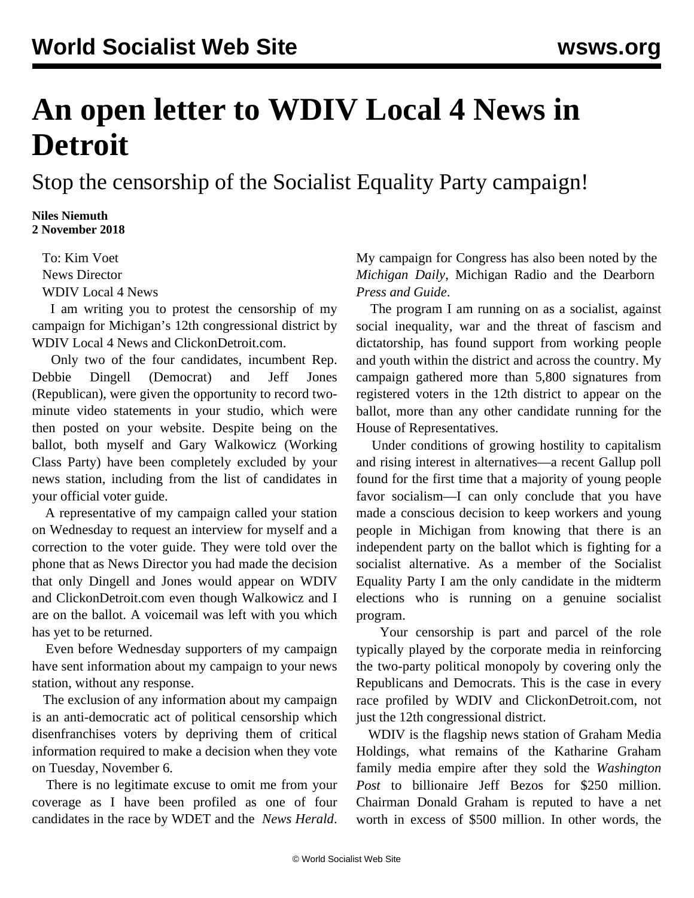# An open letter to WDIV Local 4 News in Detroit

## Stop the censorship of the Socialist Equality Party campaign!

**Niles Niemuth**
**2 November 2018**

To: Kim Voet
News Director
WDIV Local 4 News

I am writing you to protest the censorship of my campaign for Michigan's 12th congressional district by WDIV Local 4 News and ClickonDetroit.com.

Only two of the four candidates, incumbent Rep. Debbie Dingell (Democrat) and Jeff Jones (Republican), were given the opportunity to record two-minute video statements in your studio, which were then posted on your website. Despite being on the ballot, both myself and Gary Walkowicz (Working Class Party) have been completely excluded by your news station, including from the list of candidates in your official voter guide.

A representative of my campaign called your station on Wednesday to request an interview for myself and a correction to the voter guide. They were told over the phone that as News Director you had made the decision that only Dingell and Jones would appear on WDIV and ClickonDetroit.com even though Walkowicz and I are on the ballot. A voicemail was left with you which has yet to be returned.

Even before Wednesday supporters of my campaign have sent information about my campaign to your news station, without any response.

The exclusion of any information about my campaign is an anti-democratic act of political censorship which disenfranchises voters by depriving them of critical information required to make a decision when they vote on Tuesday, November 6.

There is no legitimate excuse to omit me from your coverage as I have been profiled as one of four candidates in the race by WDET and the *News Herald*. My campaign for Congress has also been noted by the *Michigan Daily*, Michigan Radio and the Dearborn *Press and Guide*.

The program I am running on as a socialist, against social inequality, war and the threat of fascism and dictatorship, has found support from working people and youth within the district and across the country. My campaign gathered more than 5,800 signatures from registered voters in the 12th district to appear on the ballot, more than any other candidate running for the House of Representatives.

Under conditions of growing hostility to capitalism and rising interest in alternatives—a recent Gallup poll found for the first time that a majority of young people favor socialism—I can only conclude that you have made a conscious decision to keep workers and young people in Michigan from knowing that there is an independent party on the ballot which is fighting for a socialist alternative. As a member of the Socialist Equality Party I am the only candidate in the midterm elections who is running on a genuine socialist program.

Your censorship is part and parcel of the role typically played by the corporate media in reinforcing the two-party political monopoly by covering only the Republicans and Democrats. This is the case in every race profiled by WDIV and ClickonDetroit.com, not just the 12th congressional district.

WDIV is the flagship news station of Graham Media Holdings, what remains of the Katharine Graham family media empire after they sold the *Washington Post* to billionaire Jeff Bezos for $250 million. Chairman Donald Graham is reputed to have a net worth in excess of $500 million. In other words, the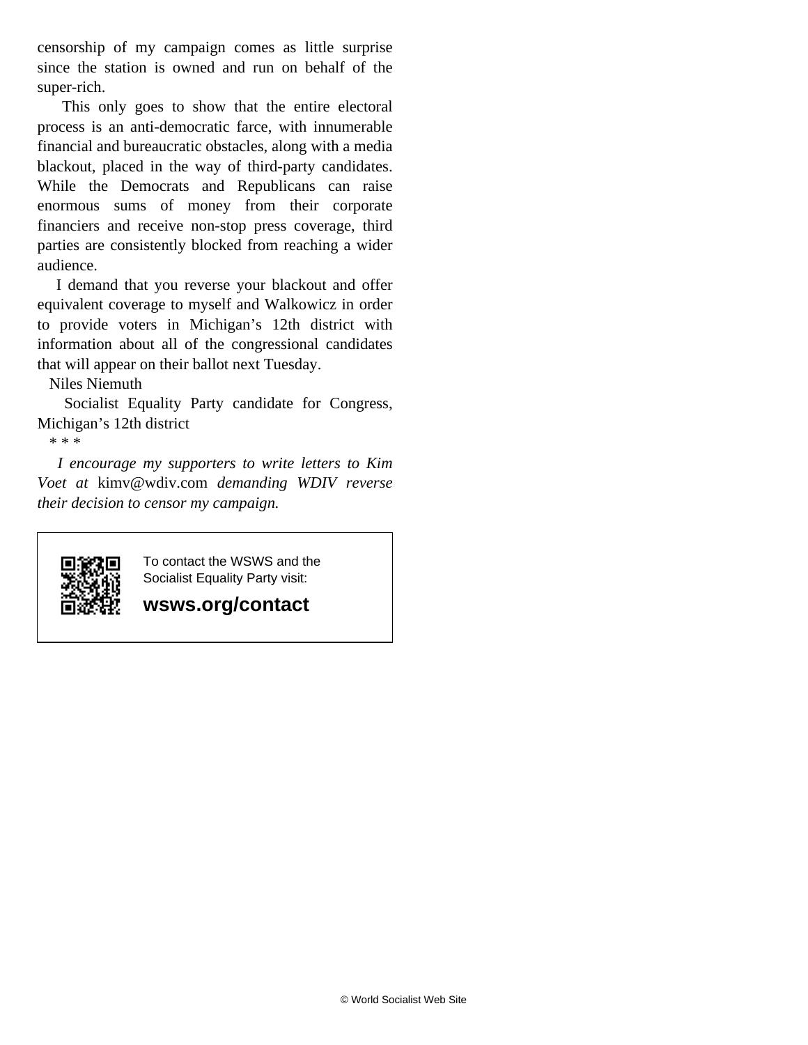censorship of my campaign comes as little surprise since the station is owned and run on behalf of the super-rich.

This only goes to show that the entire electoral process is an anti-democratic farce, with innumerable financial and bureaucratic obstacles, along with a media blackout, placed in the way of third-party candidates. While the Democrats and Republicans can raise enormous sums of money from their corporate financiers and receive non-stop press coverage, third parties are consistently blocked from reaching a wider audience.

I demand that you reverse your blackout and offer equivalent coverage to myself and Walkowicz in order to provide voters in Michigan's 12th district with information about all of the congressional candidates that will appear on their ballot next Tuesday.

Niles Niemuth

Socialist Equality Party candidate for Congress, Michigan's 12th district

* * *

*I encourage my supporters to write letters to Kim Voet at* kimv@wdiv.com *demanding WDIV reverse their decision to censor my campaign.*

To contact the WSWS and the Socialist Equality Party visit:

**wsws.org/contact**